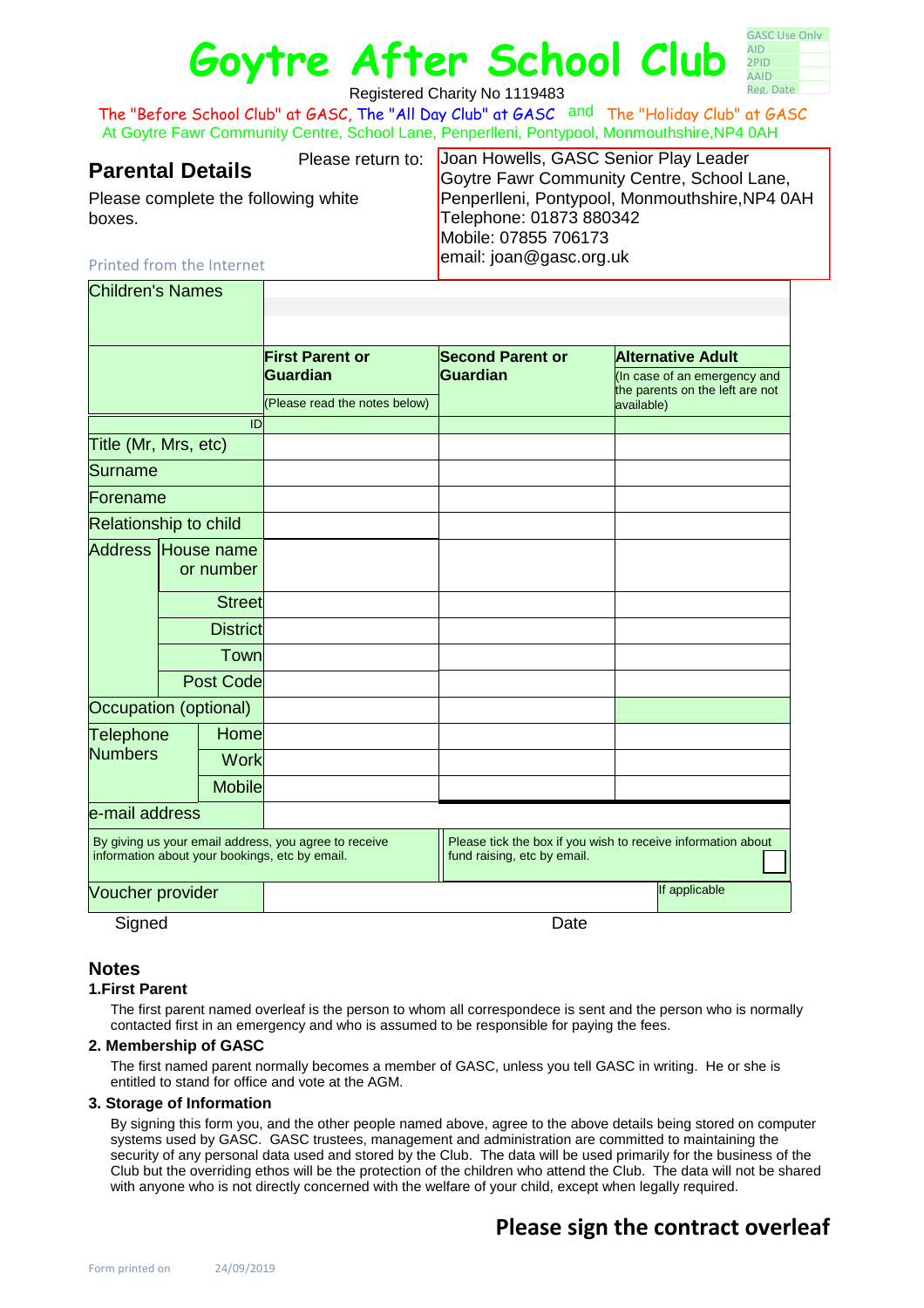# Goytre After School Club

| GASC Use Only | |
|---|---|
| AID | |
| 2PID | |
| AAID | |
| Reg. Date | |

Registered Charity No 1119483

The "Before School Club" at GASC, The "All Day Club" at GASC and The "Holiday Club" at GASC

At Goytre Fawr Community Centre, School Lane, Penperlleni, Pontypool, Monmouthshire,NP4 0AH

## Parental Details

Please complete the following white boxes.

Please return to:

Joan Howells, GASC Senior Play Leader
Goytre Fawr Community Centre, School Lane, Penperlleni, Pontypool, Monmouthshire,NP4 0AH
Telephone: 01873 880342
Mobile: 07855 706173
email: joan@gasc.org.uk

Printed from the Internet

| Children's Names | | | |
|---|---|---|---|
| | **First Parent or Guardian** (Please read the notes below) | **Second Parent or Guardian** | **Alternative Adult** (In case of an emergency and the parents on the left are not available) |
| ID | | | |
| Title (Mr, Mrs, etc) | | | |
| Surname | | | |
| Forename | | | |
| Relationship to child | | | |
| Address – House name or number | | | |
| Address – Street | | | |
| Address – District | | | |
| Address – Town | | | |
| Address – Post Code | | | |
| Occupation (optional) | | | |
| Telephone Numbers – Home | | | |
| Telephone Numbers – Work | | | |
| Telephone Numbers – Mobile | | | |
| e-mail address | | | |

By giving us your email address, you agree to receive information about your bookings, etc by email.

Please tick the box if you wish to receive information about fund raising, etc by email. ☐

| Voucher provider | | If applicable |
|---|---|---|

Signed Date

## Notes

### 1.First Parent

The first parent named overleaf is the person to whom all correspondece is sent and the person who is normally contacted first in an emergency and who is assumed to be responsible for paying the fees.

### 2. Membership of GASC

The first named parent normally becomes a member of GASC, unless you tell GASC in writing. He or she is entitled to stand for office and vote at the AGM.

### 3. Storage of Information

By signing this form you, and the other people named above, agree to the above details being stored on computer systems used by GASC. GASC trustees, management and administration are committed to maintaining the security of any personal data used and stored by the Club. The data will be used primarily for the business of the Club but the overriding ethos will be the protection of the children who attend the Club. The data will not be shared with anyone who is not directly concerned with the welfare of your child, except when legally required.

**Please sign the contract overleaf**

Form printed on 24/09/2019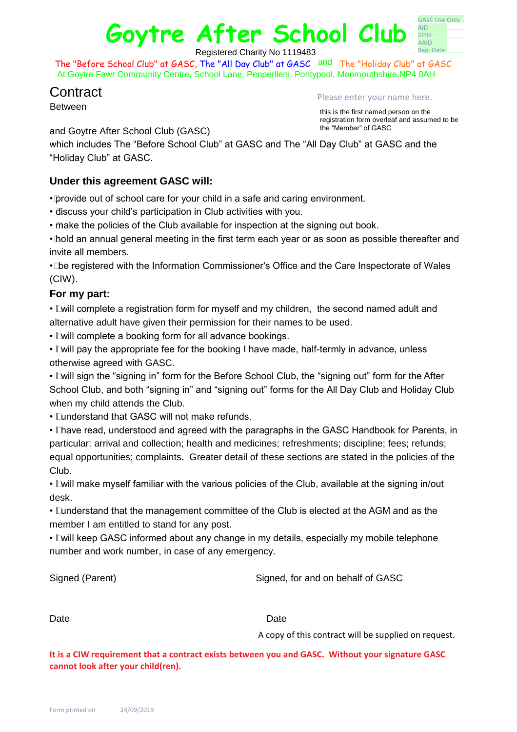# Goytre After School Club

| GASC Use Only | |
|---|---|
| AID | |
| 2PID | |
| AAID | |
| Reg. Date | |

Registered Charity No 1119483

The "Before School Club" at GASC, The "All Day Club" at GASC and The "Holiday Club" at GASC

At Goytre Fawr Community Centre, School Lane, Penperlleni, Pontypool, Monmouthshire,NP4 0AH

## Contract

Between

Please enter your name here.

this is the first named person on the registration form overleaf and assumed to be the "Member" of GASC

and Goytre After School Club (GASC)

which includes The "Before School Club" at GASC and The "All Day Club" at GASC and the "Holiday Club" at GASC.

### Under this agreement GASC will:

- provide out of school care for your child in a safe and caring environment.
- discuss your child's participation in Club activities with you.
- make the policies of the Club available for inspection at the signing out book.
- hold an annual general meeting in the first term each year or as soon as possible thereafter and invite all members.
- be registered with the Information Commissioner's Office and the Care Inspectorate of Wales (CIW).

### For my part:

- I will complete a registration form for myself and my children, the second named adult and alternative adult have given their permission for their names to be used.
- I will complete a booking form for all advance bookings.
- I will pay the appropriate fee for the booking I have made, half-termly in advance, unless otherwise agreed with GASC.
- I will sign the "signing in" form for the Before School Club, the "signing out" form for the After School Club, and both "signing in" and "signing out" forms for the All Day Club and Holiday Club when my child attends the Club.
- I understand that GASC will not make refunds.
- I have read, understood and agreed with the paragraphs in the GASC Handbook for Parents, in particular: arrival and collection; health and medicines; refreshments; discipline; fees; refunds; equal opportunities; complaints. Greater detail of these sections are stated in the policies of the Club.
- I will make myself familiar with the various policies of the Club, available at the signing in/out desk.
- I understand that the management committee of the Club is elected at the AGM and as the member I am entitled to stand for any post.
- I will keep GASC informed about any change in my details, especially my mobile telephone number and work number, in case of any emergency.

Signed (Parent)

Signed, for and on behalf of GASC

Date

Date

A copy of this contract will be supplied on request.

**It is a CIW requirement that a contract exists between you and GASC. Without your signature GASC cannot look after your child(ren).**

Form printed on 24/09/2019